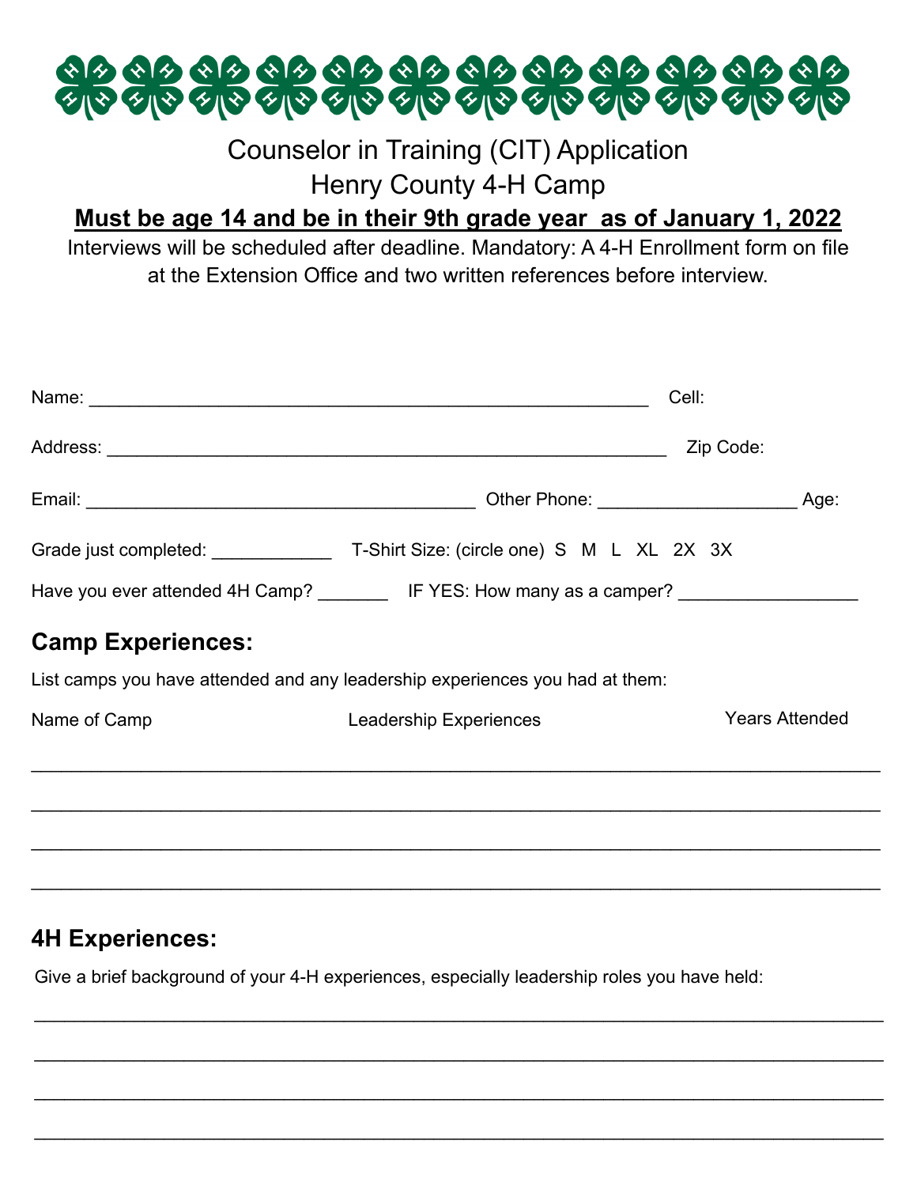# Counselor in Training (CIT) Application

# Henry County 4-H Camp

**<u>Must be age 14 and be in their 9th grade year as of January 1, 2022</u>**

Interviews will be scheduled after deadline. Mandatory: A 4-H Enrollment form on file at the Extension Office and two written references before interview.

Name: ________________________________________________________ Cell:

Address: ________________________________________________________ Zip Code:

Email: ______________________________________ Other Phone: ___________________ Age:

Grade just completed: ____________ T-Shirt Size: (circle one) S M L XL 2X 3X

Have you ever attended 4H Camp? _______ IF YES: How many as a camper? _________________

## Camp Experiences:

List camps you have attended and any leadership experiences you had at them:

Name of Camp Leadership Experiences Years Attended

_________________________________________________________________________________

_________________________________________________________________________________

_________________________________________________________________________________

_________________________________________________________________________________

## 4H Experiences:

Give a brief background of your 4-H experiences, especially leadership roles you have held:

_________________________________________________________________________________

_________________________________________________________________________________

_________________________________________________________________________________

_________________________________________________________________________________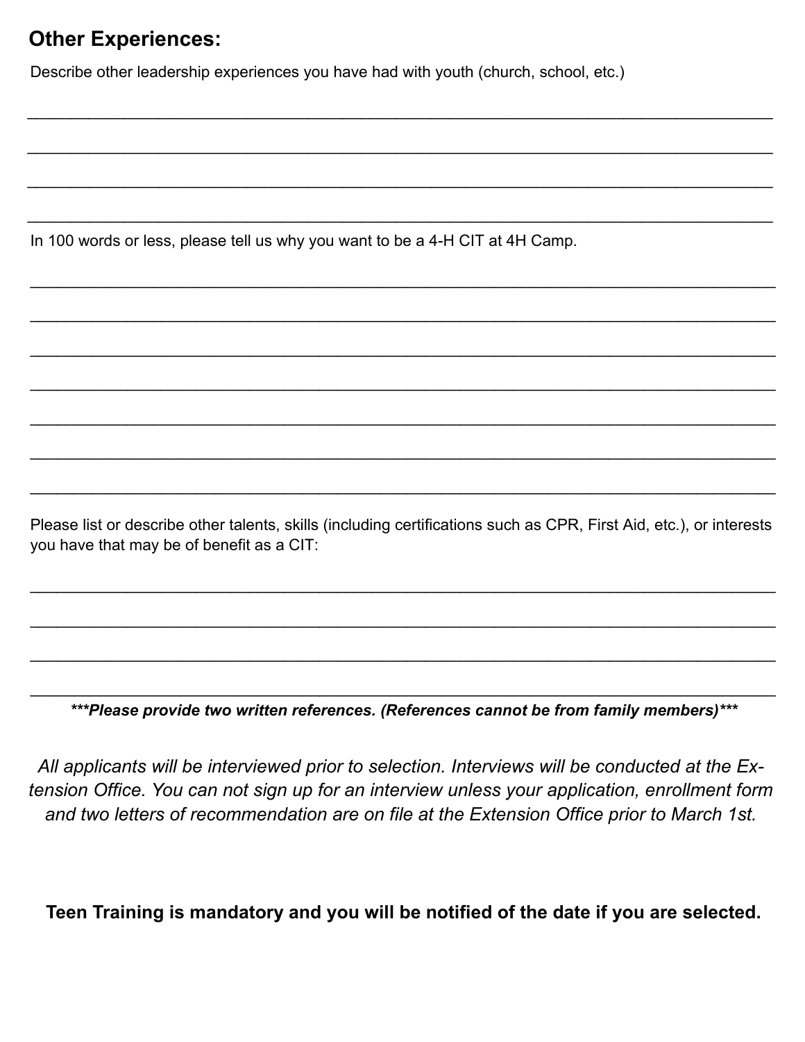## Other Experiences:

Describe other leadership experiences you have had with youth (church, school, etc.)

____________________________________________________________________________

____________________________________________________________________________

____________________________________________________________________________

____________________________________________________________________________

In 100 words or less, please tell us why you want to be a 4-H CIT at 4H Camp.

____________________________________________________________________________

____________________________________________________________________________

____________________________________________________________________________

____________________________________________________________________________

____________________________________________________________________________

____________________________________________________________________________

____________________________________________________________________________

Please list or describe other talents, skills (including certifications such as CPR, First Aid, etc.), or interests you have that may be of benefit as a CIT:

____________________________________________________________________________

____________________________________________________________________________

____________________________________________________________________________

____________________________________________________________________________

***Please provide two written references. (References cannot be from family members)***

*All applicants will be interviewed prior to selection. Interviews will be conducted at the Extension Office. You can not sign up for an interview unless your application, enrollment form and two letters of recommendation are on file at the Extension Office prior to March 1st.*

**Teen Training is mandatory and you will be notified of the date if you are selected.**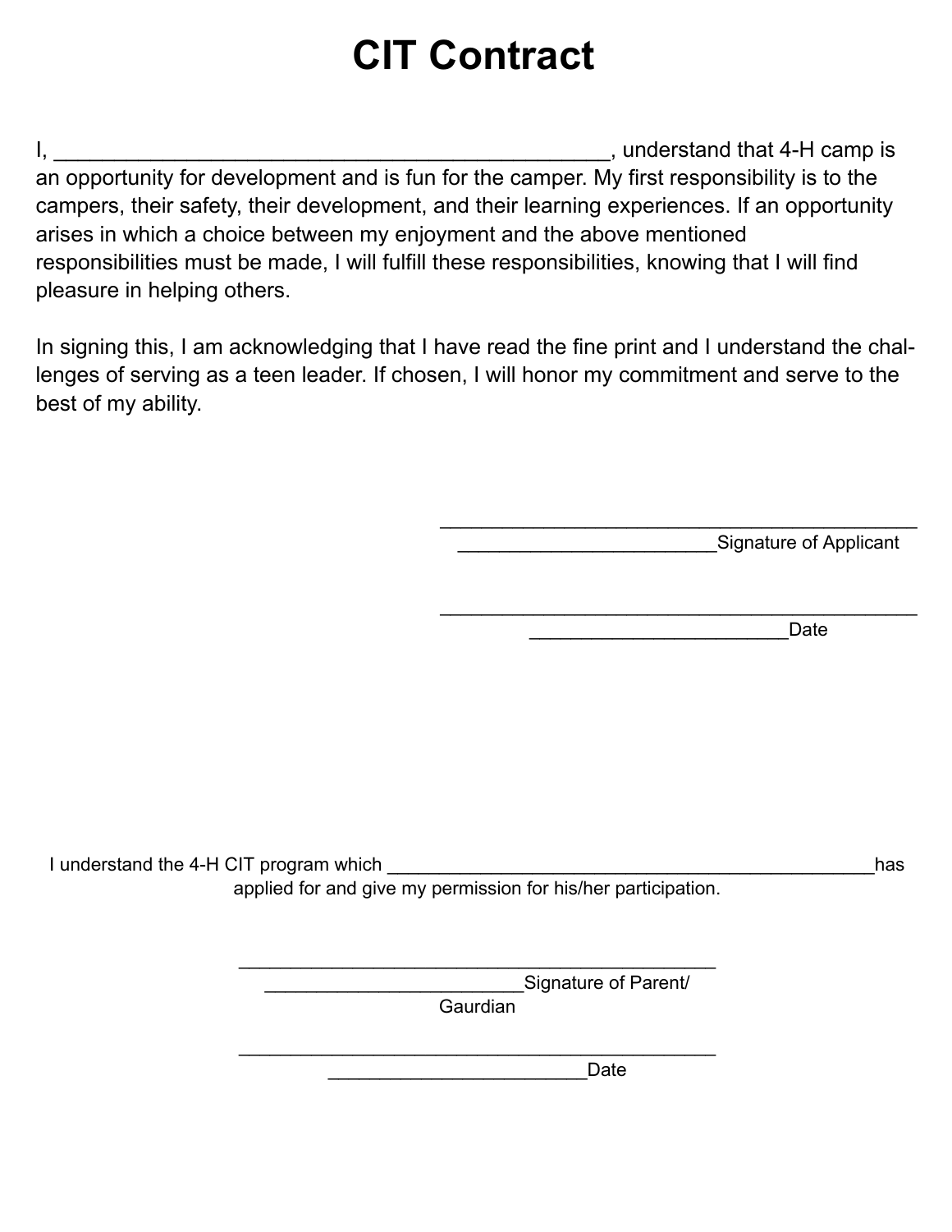# CIT Contract

I, _______________________________________________, understand that 4-H camp is an opportunity for development and is fun for the camper. My first responsibility is to the campers, their safety, their development, and their learning experiences. If an opportunity arises in which a choice between my enjoyment and the above mentioned responsibilities must be made, I will fulfill these responsibilities, knowing that I will find pleasure in helping others.

In signing this, I am acknowledging that I have read the fine print and I understand the challenges of serving as a teen leader. If chosen, I will honor my commitment and serve to the best of my ability.

_______________________________________________
_________________________Signature of Applicant

_______________________________________________
_________________________Date

I understand the 4-H CIT program which _______________________________________________has applied for and give my permission for his/her participation.

_______________________________________________
_________________________Signature of Parent/ Gaurdian

_______________________________________________
_________________________Date